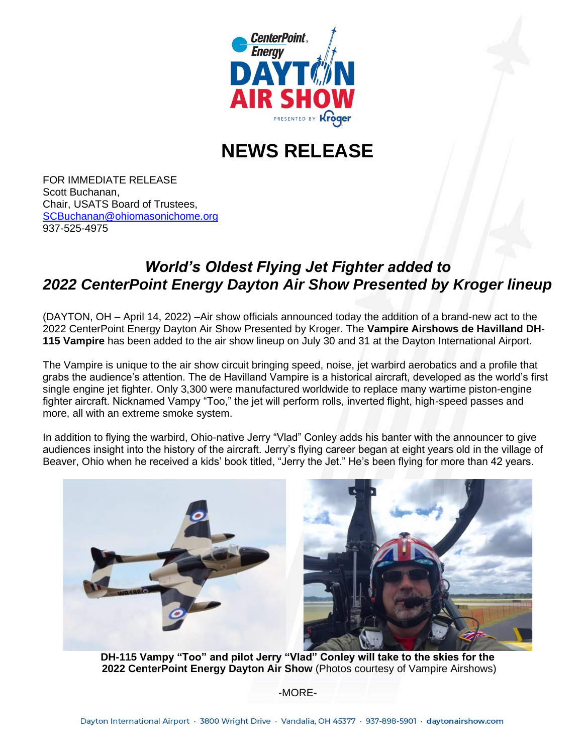# NEWS RELEASE

FOR IMMEDIATE RELEASE
Scott Buchanan,
Chair, USATS Board of Trustees,
SCBuchanan@ohiomasonichome.org
937-525-4975

## *World's Oldest Flying Jet Fighter added to 2022 CenterPoint Energy Dayton Air Show Presented by Kroger lineup*

(DAYTON, OH – April 14, 2022) –Air show officials announced today the addition of a brand-new act to the 2022 CenterPoint Energy Dayton Air Show Presented by Kroger. The **Vampire Airshows de Havilland DH-115 Vampire** has been added to the air show lineup on July 30 and 31 at the Dayton International Airport.

The Vampire is unique to the air show circuit bringing speed, noise, jet warbird aerobatics and a profile that grabs the audience's attention. The de Havilland Vampire is a historical aircraft, developed as the world's first single engine jet fighter. Only 3,300 were manufactured worldwide to replace many wartime piston-engine fighter aircraft. Nicknamed Vampy "Too," the jet will perform rolls, inverted flight, high-speed passes and more, all with an extreme smoke system.

In addition to flying the warbird, Ohio-native Jerry "Vlad" Conley adds his banter with the announcer to give audiences insight into the history of the aircraft. Jerry's flying career began at eight years old in the village of Beaver, Ohio when he received a kids' book titled, "Jerry the Jet." He's been flying for more than 42 years.

**DH-115 Vampy "Too" and pilot Jerry "Vlad" Conley will take to the skies for the 2022 CenterPoint Energy Dayton Air Show** (Photos courtesy of Vampire Airshows)

-MORE-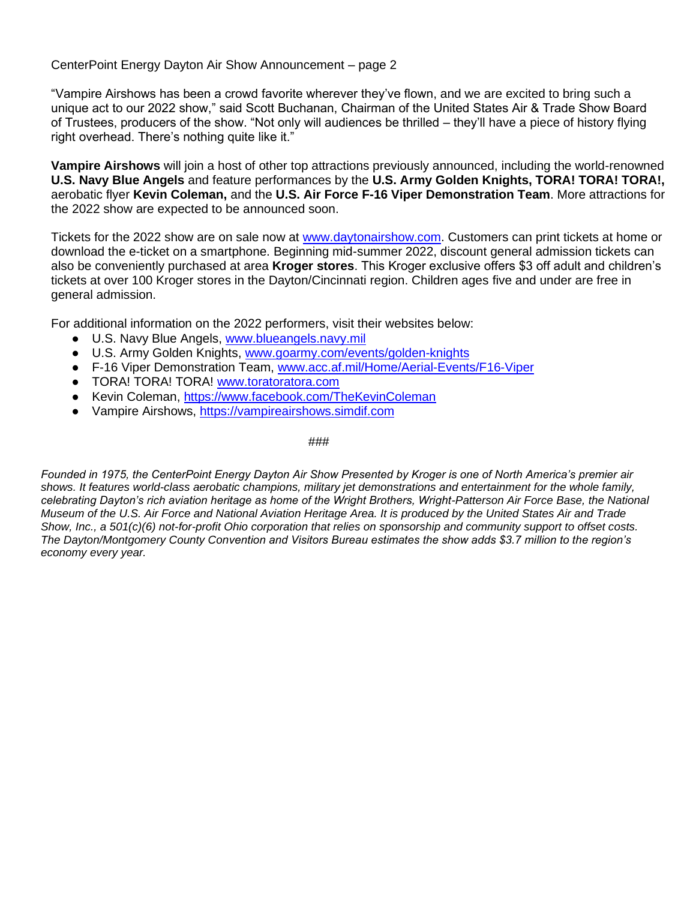"Vampire Airshows has been a crowd favorite wherever they've flown, and we are excited to bring such a unique act to our 2022 show," said Scott Buchanan, Chairman of the United States Air & Trade Show Board of Trustees, producers of the show. "Not only will audiences be thrilled – they'll have a piece of history flying right overhead. There's nothing quite like it."

**Vampire Airshows** will join a host of other top attractions previously announced, including the world-renowned **U.S. Navy Blue Angels** and feature performances by the **U.S. Army Golden Knights, TORA! TORA! TORA!,** aerobatic flyer **Kevin Coleman,** and the **U.S. Air Force F-16 Viper Demonstration Team**. More attractions for the 2022 show are expected to be announced soon.

Tickets for the 2022 show are on sale now at www.daytonairshow.com. Customers can print tickets at home or download the e-ticket on a smartphone. Beginning mid-summer 2022, discount general admission tickets can also be conveniently purchased at area **Kroger stores**. This Kroger exclusive offers $3 off adult and children's tickets at over 100 Kroger stores in the Dayton/Cincinnati region. Children ages five and under are free in general admission.

For additional information on the 2022 performers, visit their websites below:

- U.S. Navy Blue Angels, www.blueangels.navy.mil
- U.S. Army Golden Knights, www.goarmy.com/events/golden-knights
- F-16 Viper Demonstration Team, www.acc.af.mil/Home/Aerial-Events/F16-Viper
- TORA! TORA! TORA! www.toratoratora.com
- Kevin Coleman, https://www.facebook.com/TheKevinColeman
- Vampire Airshows, https://vampireairshows.simdif.com

###

*Founded in 1975, the CenterPoint Energy Dayton Air Show Presented by Kroger is one of North America's premier air shows. It features world-class aerobatic champions, military jet demonstrations and entertainment for the whole family, celebrating Dayton's rich aviation heritage as home of the Wright Brothers, Wright-Patterson Air Force Base, the National Museum of the U.S. Air Force and National Aviation Heritage Area. It is produced by the United States Air and Trade Show, Inc., a 501(c)(6) not-for-profit Ohio corporation that relies on sponsorship and community support to offset costs. The Dayton/Montgomery County Convention and Visitors Bureau estimates the show adds $3.7 million to the region's economy every year.*